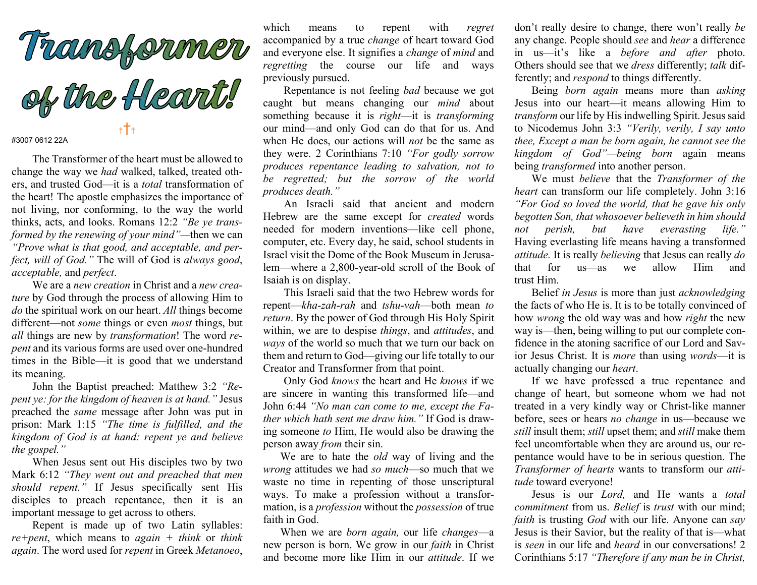# Transformer of the Heart!

#3007 0612 22A

The Transformer of the heart must be allowed to change the way we *had* walked, talked, treated others, and trusted God—it is a *total* transformation of the heart! The apostle emphasizes the importance of not living, nor conforming, to the way the world thinks, acts, and looks. Romans 12:2 *"Be ye transformed by the renewing of your mind"*—then we can *"Prove what is that good, and acceptable, and perfect, will of God."* The will of God is *always good*, *acceptable,* and *perfect*.

We are a *new creation* in Christ and a *new creature* by God through the process of allowing Him to *do* the spiritual work on our heart. *All* things become different—not *some* things or even *most* things, but *all* things are new by *transformation*! The word *repent* and its various forms are used over one-hundred times in the Bible—it is good that we understand its meaning.

John the Baptist preached: Matthew 3:2 *"Repent ye: for the kingdom of heaven is at hand."* Jesus preached the *same* message after John was put in prison: Mark 1:15 *"The time is fulfilled, and the kingdom of God is at hand: repent ye and believe the gospel."*

When Jesus sent out His disciples two by two Mark 6:12 *"They went out and preached that men should repent."* If Jesus specifically sent His disciples to preach repentance, then it is an important message to get across to others.

Repent is made up of two Latin syllables: *re+pent*, which means to *again* + *think* or *think again*. The word used for *repent* in Greek *Metanoeo*, which means to repent with *regret* accompanied by a true *change* of heart toward God and everyone else. It signifies a *change* of *mind* and *regretting* the course our life and ways previously pursued.

Repentance is not feeling *bad* because we got caught but means changing our *mind* about something because it is *right*—it is *transforming* our mind—and only God can do that for us. And when He does, our actions will *not* be the same as they were. 2 Corinthians 7:10 *"For godly sorrow produces repentance leading to salvation, not to be regretted; but the sorrow of the world produces death."*

An Israeli said that ancient and modern Hebrew are the same except for *created* words needed for modern inventions—like cell phone, computer, etc. Every day, he said, school students in Israel visit the Dome of the Book Museum in Jerusalem—where a 2,800-year-old scroll of the Book of Isaiah is on display.

This Israeli said that the two Hebrew words for repent—*kha-zah-rah* and *tshu-vah*—both mean *to return*. By the power of God through His Holy Spirit within, we are to despise *things*, and *attitudes*, and *ways* of the world so much that we turn our back on them and return to God—giving our life totally to our Creator and Transformer from that point.

Only God *knows* the heart and He *knows* if we are sincere in wanting this transformed life—and John 6:44 *"No man can come to me, except the Father which hath sent me draw him."* If God is drawing someone *to* Him, He would also be drawing the person away *from* their sin.

We are to hate the *old* way of living and the *wrong* attitudes we had *so much*—so much that we waste no time in repenting of those unscriptural ways. To make a profession without a transformation, is a *profession* without the *possession* of true faith in God.

When we are *born again,* our life *changes*—a new person is born. We grow in our *faith* in Christ and become more like Him in our *attitude*. If we don't really desire to change, there won't really *be* any change. People should *see* and *hear* a difference in us—it's like a *before and after* photo. Others should see that we *dress* differently; *talk* differently; and *respond* to things differently.

Being *born again* means more than *asking* Jesus into our heart—it means allowing Him to *transform* our life by His indwelling Spirit. Jesus said to Nicodemus John 3:3 *"Verily, verily, I say unto thee, Except a man be born again, he cannot see the kingdom of God"*—*being born* again means being *transformed* into another person.

We must *believe* that the *Transformer of the heart* can transform our life completely. John 3:16 *"For God so loved the world, that he gave his only begotten Son, that whosoever believeth in him should not perish, but have everasting life."* Having everlasting life means having a transformed *attitude.* It is really *believing* that Jesus can really *do* that for us—as we allow Him and trust Him.

Belief *in Jesus* is more than just *acknowledging* the facts of who He is. It is to be totally convinced of how *wrong* the old way was and how *right* the new way is—then, being willing to put our complete confidence in the atoning sacrifice of our Lord and Savior Jesus Christ. It is *more* than using *words*—it is actually changing our *heart*.

If we have professed a true repentance and change of heart, but someone whom we had not treated in a very kindly way or Christ-like manner before, sees or hears *no change* in us—because we *still* insult them; *still* upset them; and *still* make them feel uncomfortable when they are around us, our repentance would have to be in serious question. The *Transformer of hearts* wants to transform our *attitude* toward everyone!

Jesus is our *Lord,* and He wants a *total commitment* from us. *Belief* is *trust* with our mind; *faith* is trusting *God* with our life. Anyone can *say* Jesus is their Savior, but the reality of that is—what is *seen* in our life and *heard* in our conversations! 2 Corinthians 5:17 *"Therefore if any man be in Christ,*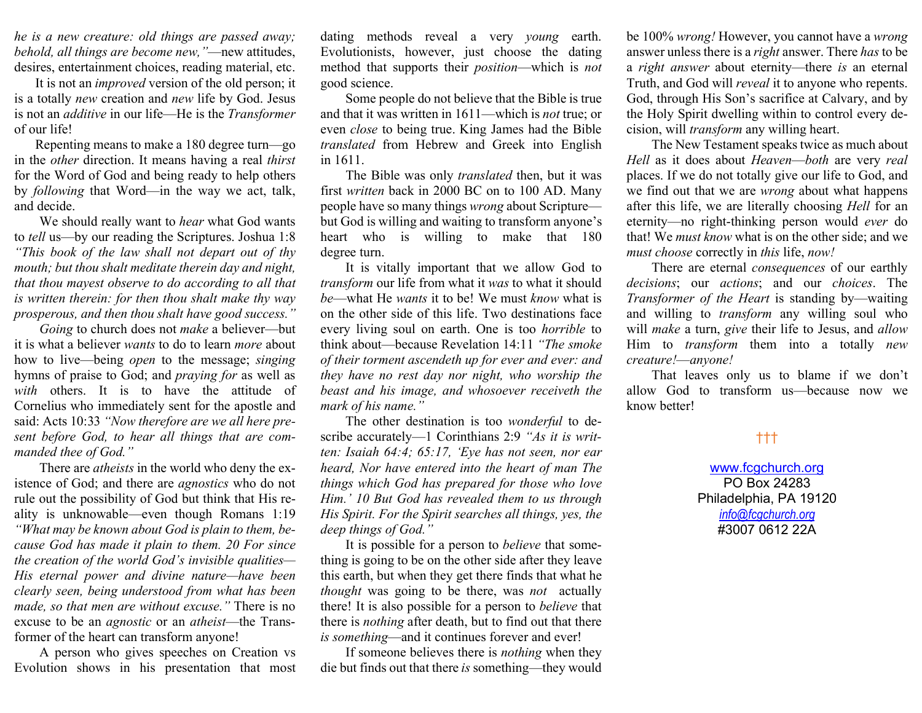*he is a new creature: old things are passed away; behold, all things are become new,"*—new attitudes, desires, entertainment choices, reading material, etc.

It is not an *improved* version of the old person; it is a totally *new* creation and *new* life by God. Jesus is not an *additive* in our life—He is the *Transformer* of our life!

Repenting means to make a 180 degree turn—go in the *other* direction. It means having a real *thirst* for the Word of God and being ready to help others by *following* that Word—in the way we act, talk, and decide.

We should really want to *hear* what God wants to *tell* us—by our reading the Scriptures. Joshua 1:8 *"This book of the law shall not depart out of thy mouth; but thou shalt meditate therein day and night, that thou mayest observe to do according to all that is written therein: for then thou shalt make thy way prosperous, and then thou shalt have good success."*

*Going* to church does not *make* a believer—but it is what a believer *wants* to do to learn *more* about how to live—being *open* to the message; *singing* hymns of praise to God; and *praying for* as well as *with* others. It is to have the attitude of Cornelius who immediately sent for the apostle and said: Acts 10:33 *"Now therefore are we all here present before God, to hear all things that are commanded thee of God."*

There are *atheists* in the world who deny the existence of God; and there are *agnostics* who do not rule out the possibility of God but think that His reality is unknowable—even though Romans 1:19 *"What may be known about God is plain to them, because God has made it plain to them. 20 For since the creation of the world God's invisible qualities—His eternal power and divine nature—have been clearly seen, being understood from what has been made, so that men are without excuse."* There is no excuse to be an *agnostic* or an *atheist*—the Transformer of the heart can transform anyone!

A person who gives speeches on Creation vs Evolution shows in his presentation that most dating methods reveal a very *young* earth. Evolutionists, however, just choose the dating method that supports their *position*—which is *not* good science.

Some people do not believe that the Bible is true and that it was written in 1611—which is *not* true; or even *close* to being true. King James had the Bible *translated* from Hebrew and Greek into English in 1611.

The Bible was only *translated* then, but it was first *written* back in 2000 BC on to 100 AD. Many people have so many things *wrong* about Scripture—but God is willing and waiting to transform anyone's heart who is willing to make that 180 degree turn.

It is vitally important that we allow God to *transform* our life from what it *was* to what it should *be*—what He *wants* it to be! We must *know* what is on the other side of this life. Two destinations face every living soul on earth. One is too *horrible* to think about—because Revelation 14:11 *"The smoke of their torment ascendeth up for ever and ever: and they have no rest day nor night, who worship the beast and his image, and whosoever receiveth the mark of his name."*

The other destination is too *wonderful* to describe accurately—1 Corinthians 2:9 *"As it is written: Isaiah 64:4; 65:17, 'Eye has not seen, nor ear heard, Nor have entered into the heart of man The things which God has prepared for those who love Him.' 10 But God has revealed them to us through His Spirit. For the Spirit searches all things, yes, the deep things of God."*

It is possible for a person to *believe* that something is going to be on the other side after they leave this earth, but when they get there finds that what he *thought* was going to be there, was *not* actually there! It is also possible for a person to *believe* that there is *nothing* after death, but to find out that there *is something*—and it continues forever and ever!

If someone believes there is *nothing* when they die but finds out that there *is* something—they would be 100% *wrong!* However, you cannot have a *wrong* answer unless there is a *right* answer. There *has* to be a *right answer* about eternity—there *is* an eternal Truth, and God will *reveal* it to anyone who repents. God, through His Son's sacrifice at Calvary, and by the Holy Spirit dwelling within to control every decision, will *transform* any willing heart.

The New Testament speaks twice as much about *Hell* as it does about *Heaven*—*both* are very *real* places. If we do not totally give our life to God, and we find out that we are *wrong* about what happens after this life, we are literally choosing *Hell* for an eternity—no right-thinking person would *ever* do that! We *must know* what is on the other side; and we *must choose* correctly in *this* life, *now!*

There are eternal *consequences* of our earthly *decisions*; our *actions*; and our *choices*. The *Transformer of the Heart* is standing by—waiting and willing to *transform* any willing soul who will *make* a turn, *give* their life to Jesus, and *allow* Him to *transform* them into a totally *new creature!*—*anyone!*

That leaves only us to blame if we don't allow God to transform us—because now we know better!

†††

www.fcgchurch.org
PO Box 24283
Philadelphia, PA 19120
*info@fcgchurch.org*
#3007 0612 22A